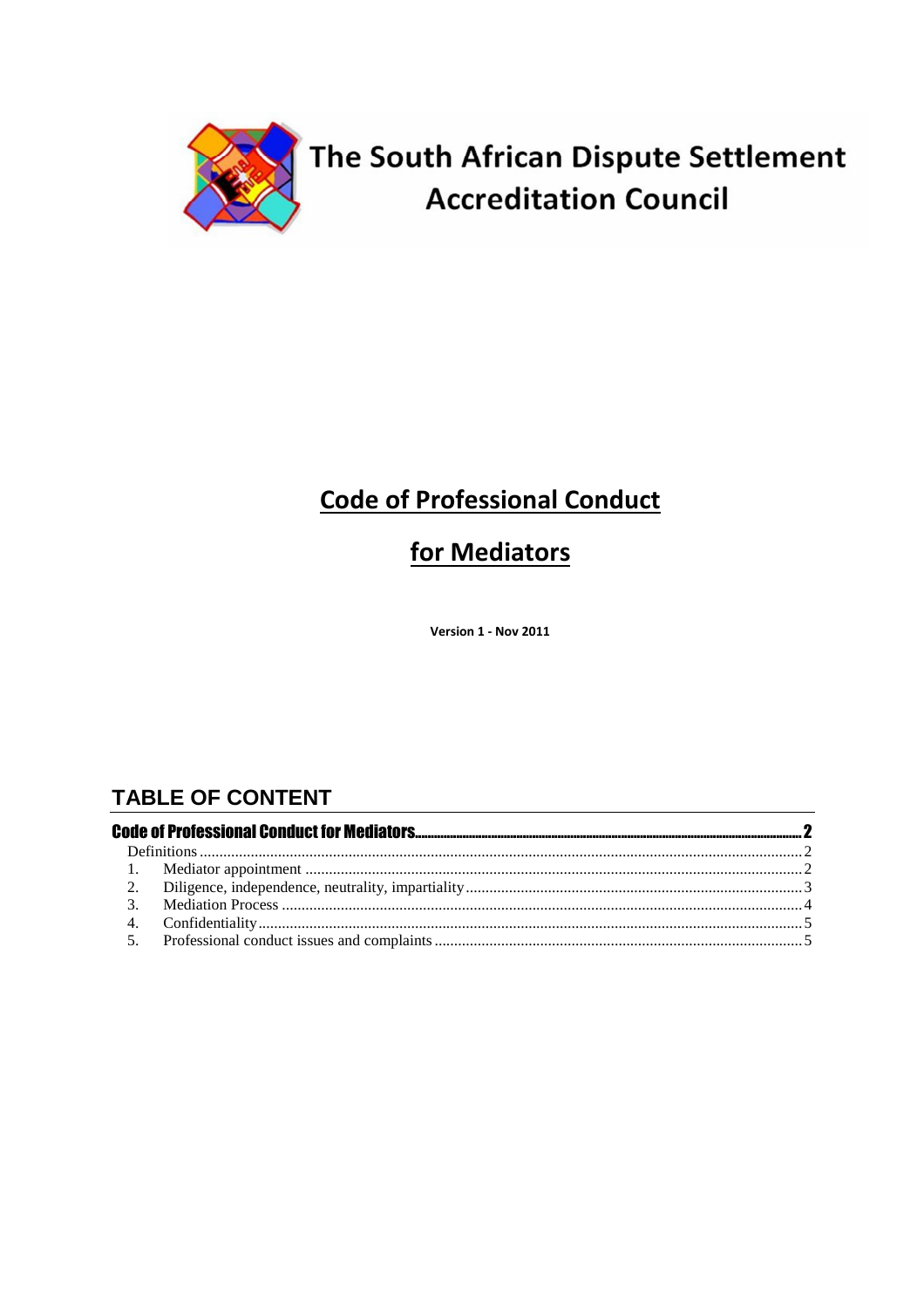# The South African Dispute Settlement Accreditation Council

## Code of Professional Conduct

## for Mediators

**Version 1 - Nov 2011**

## TABLE OF CONTENT

**Code of Professional Conduct for Mediators** .......... 2

- Definitions .......... 2
- 1. Mediator appointment .......... 2
- 2. Diligence, independence, neutrality, impartiality .......... 3
- 3. Mediation Process .......... 4
- 4. Confidentiality .......... 5
- 5. Professional conduct issues and complaints .......... 5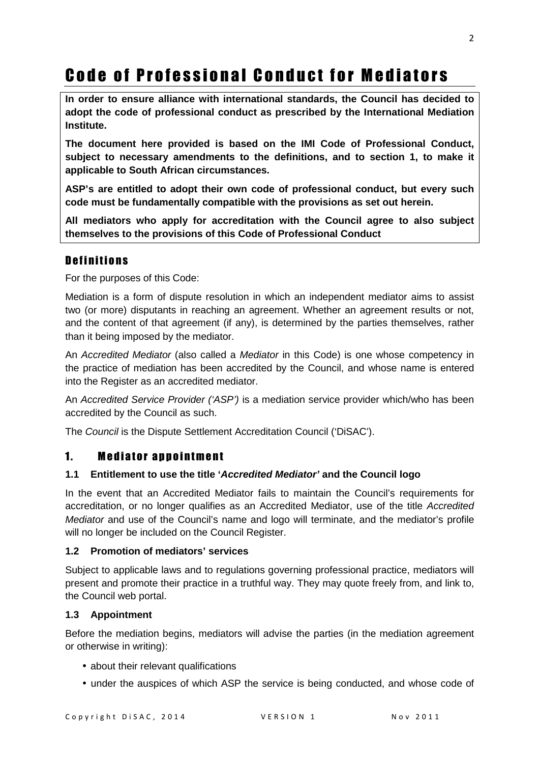# Code of Professional Conduct for Mediators

**In order to ensure alliance with international standards, the Council has decided to adopt the code of professional conduct as prescribed by the International Mediation Institute.**

**The document here provided is based on the IMI Code of Professional Conduct, subject to necessary amendments to the definitions, and to section 1, to make it applicable to South African circumstances.**

**ASP's are entitled to adopt their own code of professional conduct, but every such code must be fundamentally compatible with the provisions as set out herein.**

**All mediators who apply for accreditation with the Council agree to also subject themselves to the provisions of this Code of Professional Conduct**

## Definitions

For the purposes of this Code:

Mediation is a form of dispute resolution in which an independent mediator aims to assist two (or more) disputants in reaching an agreement. Whether an agreement results or not, and the content of that agreement (if any), is determined by the parties themselves, rather than it being imposed by the mediator.

An *Accredited Mediator* (also called a *Mediator* in this Code) is one whose competency in the practice of mediation has been accredited by the Council, and whose name is entered into the Register as an accredited mediator.

An *Accredited Service Provider ('ASP')* is a mediation service provider which/who has been accredited by the Council as such.

The *Council* is the Dispute Settlement Accreditation Council ('DiSAC').

## 1. Mediator appointment

### 1.1 Entitlement to use the title '*Accredited Mediator*' and the Council logo

In the event that an Accredited Mediator fails to maintain the Council's requirements for accreditation, or no longer qualifies as an Accredited Mediator, use of the title *Accredited Mediator* and use of the Council's name and logo will terminate, and the mediator's profile will no longer be included on the Council Register.

### 1.2 Promotion of mediators' services

Subject to applicable laws and to regulations governing professional practice, mediators will present and promote their practice in a truthful way. They may quote freely from, and link to, the Council web portal.

### 1.3 Appointment

Before the mediation begins, mediators will advise the parties (in the mediation agreement or otherwise in writing):

- about their relevant qualifications
- under the auspices of which ASP the service is being conducted, and whose code of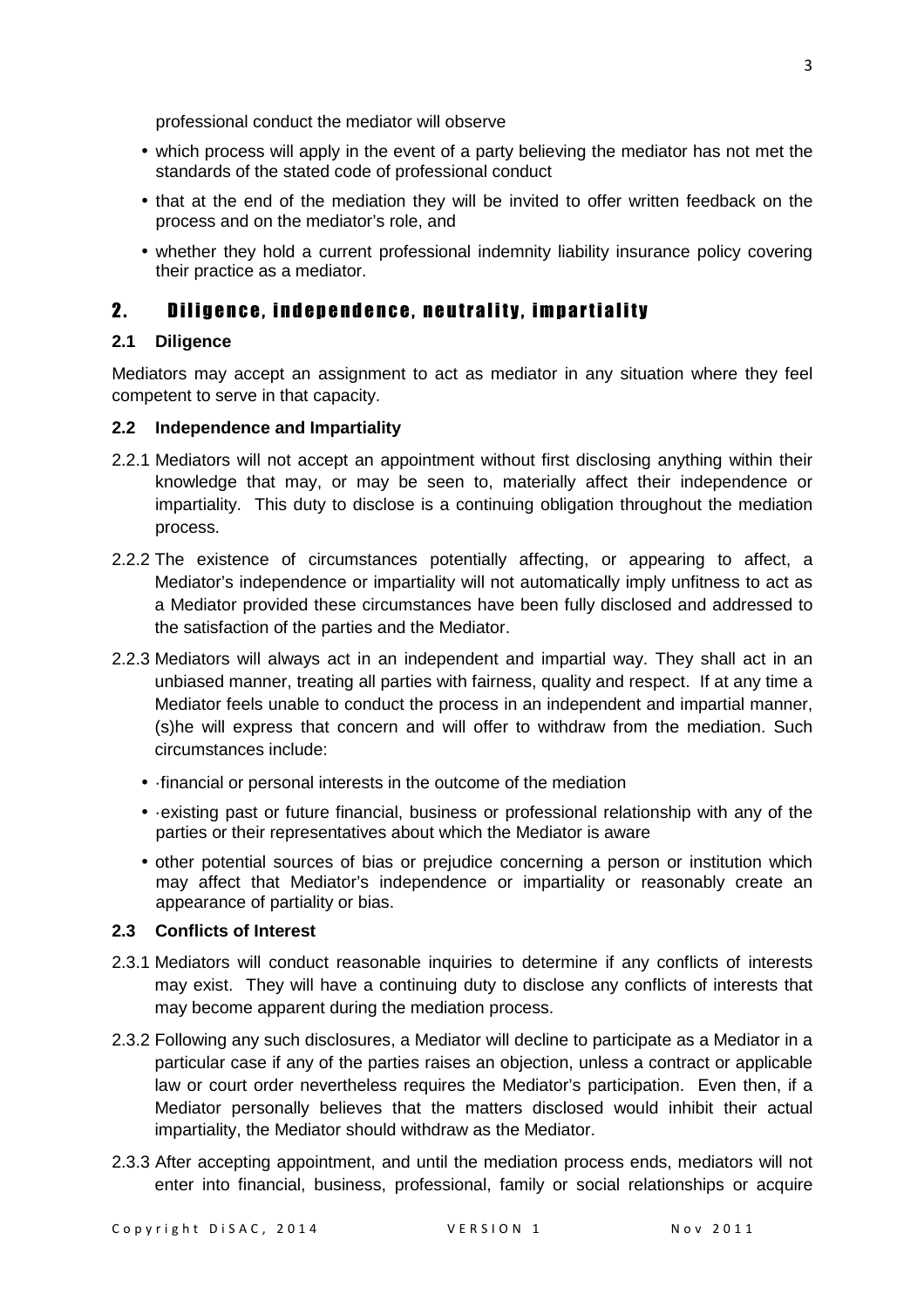professional conduct the mediator will observe

- which process will apply in the event of a party believing the mediator has not met the standards of the stated code of professional conduct
- that at the end of the mediation they will be invited to offer written feedback on the process and on the mediator's role, and
- whether they hold a current professional indemnity liability insurance policy covering their practice as a mediator.

## 2. Diligence, independence, neutrality, impartiality

### 2.1 Diligence

Mediators may accept an assignment to act as mediator in any situation where they feel competent to serve in that capacity.

### 2.2 Independence and Impartiality

2.2.1 Mediators will not accept an appointment without first disclosing anything within their knowledge that may, or may be seen to, materially affect their independence or impartiality. This duty to disclose is a continuing obligation throughout the mediation process.

2.2.2 The existence of circumstances potentially affecting, or appearing to affect, a Mediator's independence or impartiality will not automatically imply unfitness to act as a Mediator provided these circumstances have been fully disclosed and addressed to the satisfaction of the parties and the Mediator.

2.2.3 Mediators will always act in an independent and impartial way. They shall act in an unbiased manner, treating all parties with fairness, quality and respect. If at any time a Mediator feels unable to conduct the process in an independent and impartial manner, (s)he will express that concern and will offer to withdraw from the mediation. Such circumstances include:

- ·financial or personal interests in the outcome of the mediation
- ·existing past or future financial, business or professional relationship with any of the parties or their representatives about which the Mediator is aware
- other potential sources of bias or prejudice concerning a person or institution which may affect that Mediator's independence or impartiality or reasonably create an appearance of partiality or bias.

### 2.3 Conflicts of Interest

2.3.1 Mediators will conduct reasonable inquiries to determine if any conflicts of interests may exist. They will have a continuing duty to disclose any conflicts of interests that may become apparent during the mediation process.

2.3.2 Following any such disclosures, a Mediator will decline to participate as a Mediator in a particular case if any of the parties raises an objection, unless a contract or applicable law or court order nevertheless requires the Mediator's participation. Even then, if a Mediator personally believes that the matters disclosed would inhibit their actual impartiality, the Mediator should withdraw as the Mediator.

2.3.3 After accepting appointment, and until the mediation process ends, mediators will not enter into financial, business, professional, family or social relationships or acquire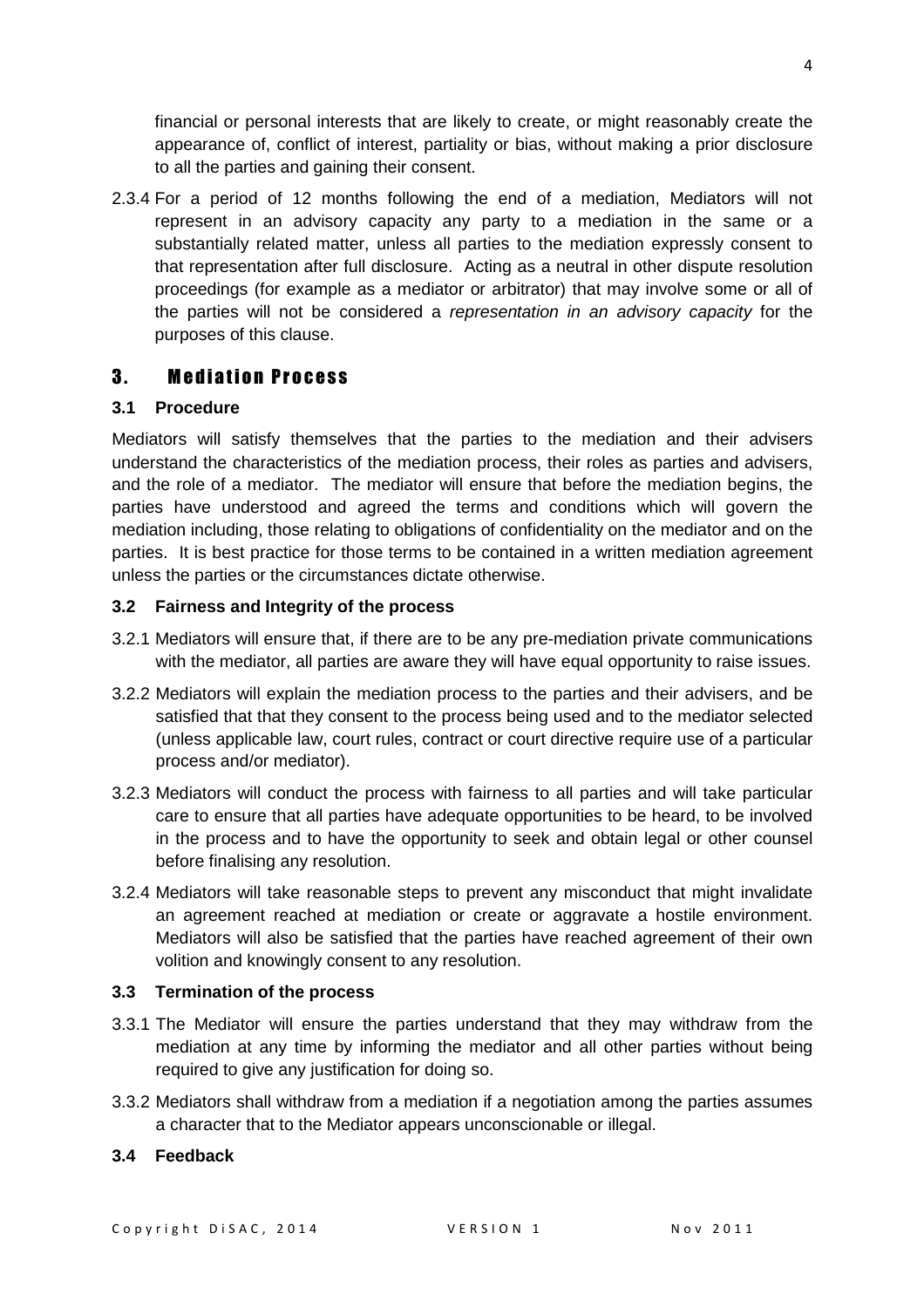financial or personal interests that are likely to create, or might reasonably create the appearance of, conflict of interest, partiality or bias, without making a prior disclosure to all the parties and gaining their consent.

2.3.4 For a period of 12 months following the end of a mediation, Mediators will not represent in an advisory capacity any party to a mediation in the same or a substantially related matter, unless all parties to the mediation expressly consent to that representation after full disclosure. Acting as a neutral in other dispute resolution proceedings (for example as a mediator or arbitrator) that may involve some or all of the parties will not be considered a *representation in an advisory capacity* for the purposes of this clause.

## 3. Mediation Process

### 3.1 Procedure

Mediators will satisfy themselves that the parties to the mediation and their advisers understand the characteristics of the mediation process, their roles as parties and advisers, and the role of a mediator. The mediator will ensure that before the mediation begins, the parties have understood and agreed the terms and conditions which will govern the mediation including, those relating to obligations of confidentiality on the mediator and on the parties. It is best practice for those terms to be contained in a written mediation agreement unless the parties or the circumstances dictate otherwise.

### 3.2 Fairness and Integrity of the process

3.2.1 Mediators will ensure that, if there are to be any pre-mediation private communications with the mediator, all parties are aware they will have equal opportunity to raise issues.

3.2.2 Mediators will explain the mediation process to the parties and their advisers, and be satisfied that that they consent to the process being used and to the mediator selected (unless applicable law, court rules, contract or court directive require use of a particular process and/or mediator).

3.2.3 Mediators will conduct the process with fairness to all parties and will take particular care to ensure that all parties have adequate opportunities to be heard, to be involved in the process and to have the opportunity to seek and obtain legal or other counsel before finalising any resolution.

3.2.4 Mediators will take reasonable steps to prevent any misconduct that might invalidate an agreement reached at mediation or create or aggravate a hostile environment. Mediators will also be satisfied that the parties have reached agreement of their own volition and knowingly consent to any resolution.

### 3.3 Termination of the process

3.3.1 The Mediator will ensure the parties understand that they may withdraw from the mediation at any time by informing the mediator and all other parties without being required to give any justification for doing so.

3.3.2 Mediators shall withdraw from a mediation if a negotiation among the parties assumes a character that to the Mediator appears unconscionable or illegal.

### 3.4 Feedback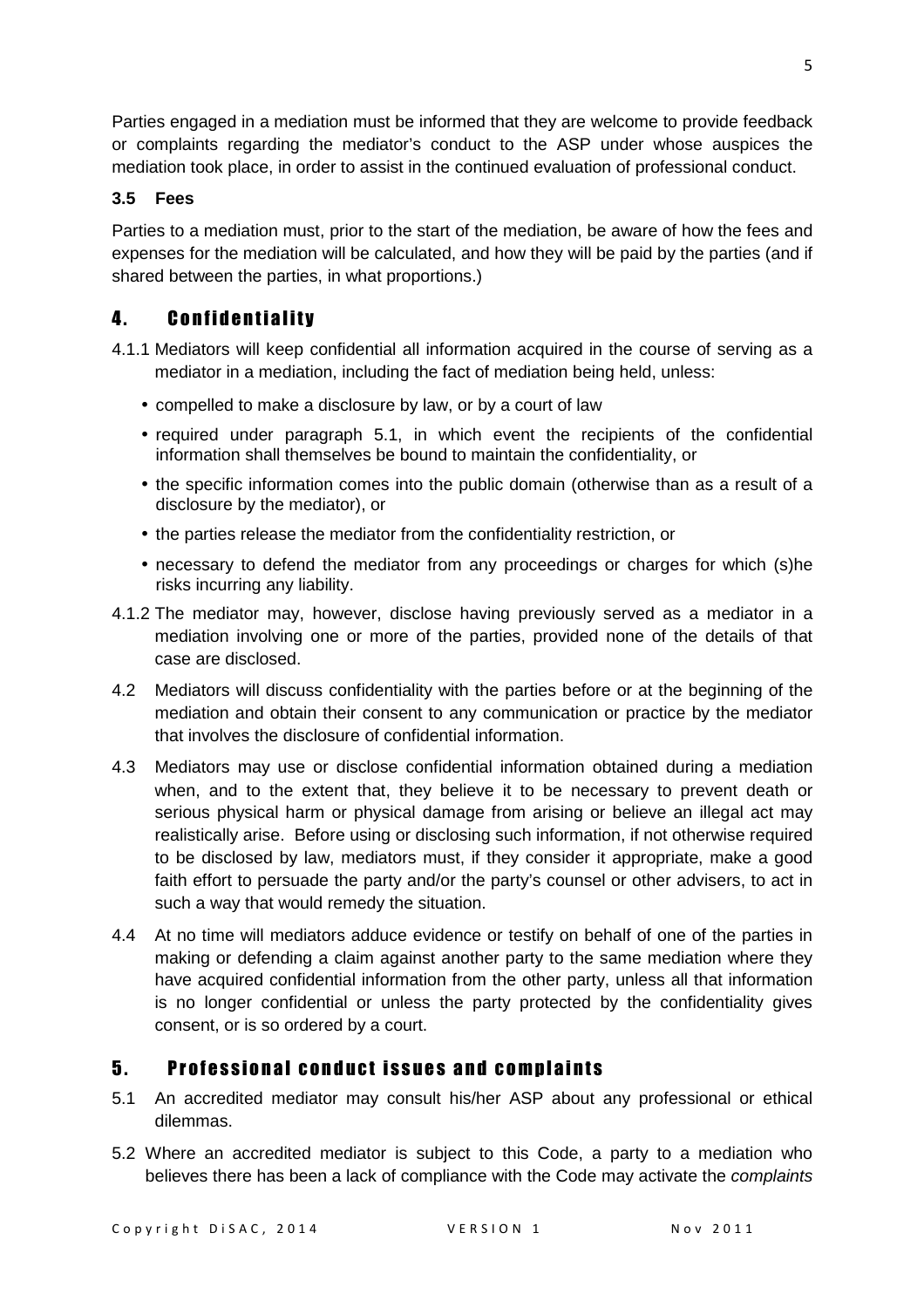Parties engaged in a mediation must be informed that they are welcome to provide feedback or complaints regarding the mediator's conduct to the ASP under whose auspices the mediation took place, in order to assist in the continued evaluation of professional conduct.

### 3.5 Fees

Parties to a mediation must, prior to the start of the mediation, be aware of how the fees and expenses for the mediation will be calculated, and how they will be paid by the parties (and if shared between the parties, in what proportions.)

## 4. Confidentiality

4.1.1 Mediators will keep confidential all information acquired in the course of serving as a mediator in a mediation, including the fact of mediation being held, unless:

- compelled to make a disclosure by law, or by a court of law
- required under paragraph 5.1, in which event the recipients of the confidential information shall themselves be bound to maintain the confidentiality, or
- the specific information comes into the public domain (otherwise than as a result of a disclosure by the mediator), or
- the parties release the mediator from the confidentiality restriction, or
- necessary to defend the mediator from any proceedings or charges for which (s)he risks incurring any liability.

4.1.2 The mediator may, however, disclose having previously served as a mediator in a mediation involving one or more of the parties, provided none of the details of that case are disclosed.

4.2 Mediators will discuss confidentiality with the parties before or at the beginning of the mediation and obtain their consent to any communication or practice by the mediator that involves the disclosure of confidential information.

4.3 Mediators may use or disclose confidential information obtained during a mediation when, and to the extent that, they believe it to be necessary to prevent death or serious physical harm or physical damage from arising or believe an illegal act may realistically arise. Before using or disclosing such information, if not otherwise required to be disclosed by law, mediators must, if they consider it appropriate, make a good faith effort to persuade the party and/or the party's counsel or other advisers, to act in such a way that would remedy the situation.

4.4 At no time will mediators adduce evidence or testify on behalf of one of the parties in making or defending a claim against another party to the same mediation where they have acquired confidential information from the other party, unless all that information is no longer confidential or unless the party protected by the confidentiality gives consent, or is so ordered by a court.

## 5. Professional conduct issues and complaints

5.1 An accredited mediator may consult his/her ASP about any professional or ethical dilemmas.

5.2 Where an accredited mediator is subject to this Code, a party to a mediation who believes there has been a lack of compliance with the Code may activate the *complaints*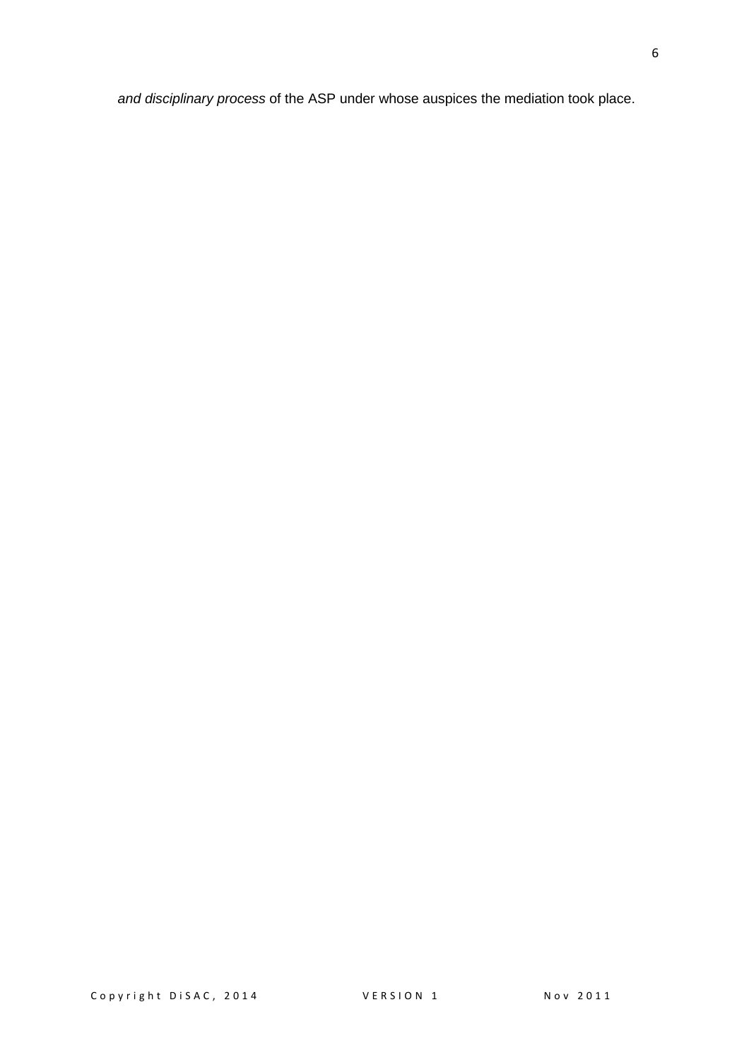*and disciplinary process* of the ASP under whose auspices the mediation took place.